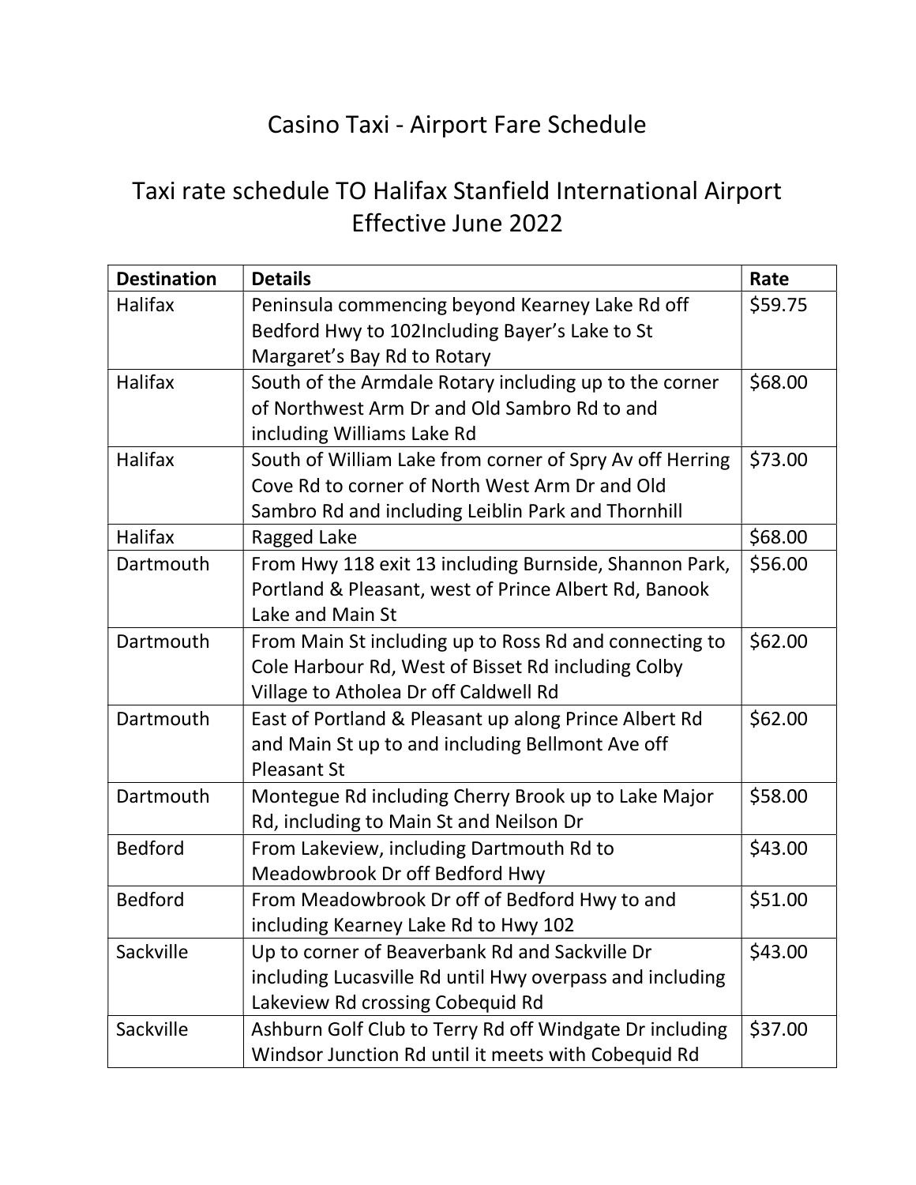# Casino Taxi - Airport Fare Schedule

## Taxi rate schedule TO Halifax Stanfield International Airport Effective June 2022

| Destination | Details | Rate |
|---|---|---|
| Halifax | Peninsula commencing beyond Kearney Lake Rd off Bedford Hwy to 102Including Bayer's Lake to St Margaret's Bay Rd to Rotary | $59.75 |
| Halifax | South of the Armdale Rotary including up to the corner of Northwest Arm Dr and Old Sambro Rd to and including Williams Lake Rd | $68.00 |
| Halifax | South of William Lake from corner of Spry Av off Herring Cove Rd to corner of North West Arm Dr and Old Sambro Rd and including Leiblin Park and Thornhill | $73.00 |
| Halifax | Ragged Lake | $68.00 |
| Dartmouth | From Hwy 118 exit 13 including Burnside, Shannon Park, Portland & Pleasant, west of Prince Albert Rd, Banook Lake and Main St | $56.00 |
| Dartmouth | From Main St including up to Ross Rd and connecting to Cole Harbour Rd, West of Bisset Rd including Colby Village to Atholea Dr off Caldwell Rd | $62.00 |
| Dartmouth | East of Portland & Pleasant up along Prince Albert Rd and Main St up to and including Bellmont Ave off Pleasant St | $62.00 |
| Dartmouth | Montegue Rd including Cherry Brook up to Lake Major Rd, including to Main St and Neilson Dr | $58.00 |
| Bedford | From Lakeview, including Dartmouth Rd to Meadowbrook Dr off Bedford Hwy | $43.00 |
| Bedford | From Meadowbrook Dr off of Bedford Hwy to and including Kearney Lake Rd to Hwy 102 | $51.00 |
| Sackville | Up to corner of Beaverbank Rd and Sackville Dr including Lucasville Rd until Hwy overpass and including Lakeview Rd crossing Cobequid Rd | $43.00 |
| Sackville | Ashburn Golf Club to Terry Rd off Windgate Dr including Windsor Junction Rd until it meets with Cobequid Rd | $37.00 |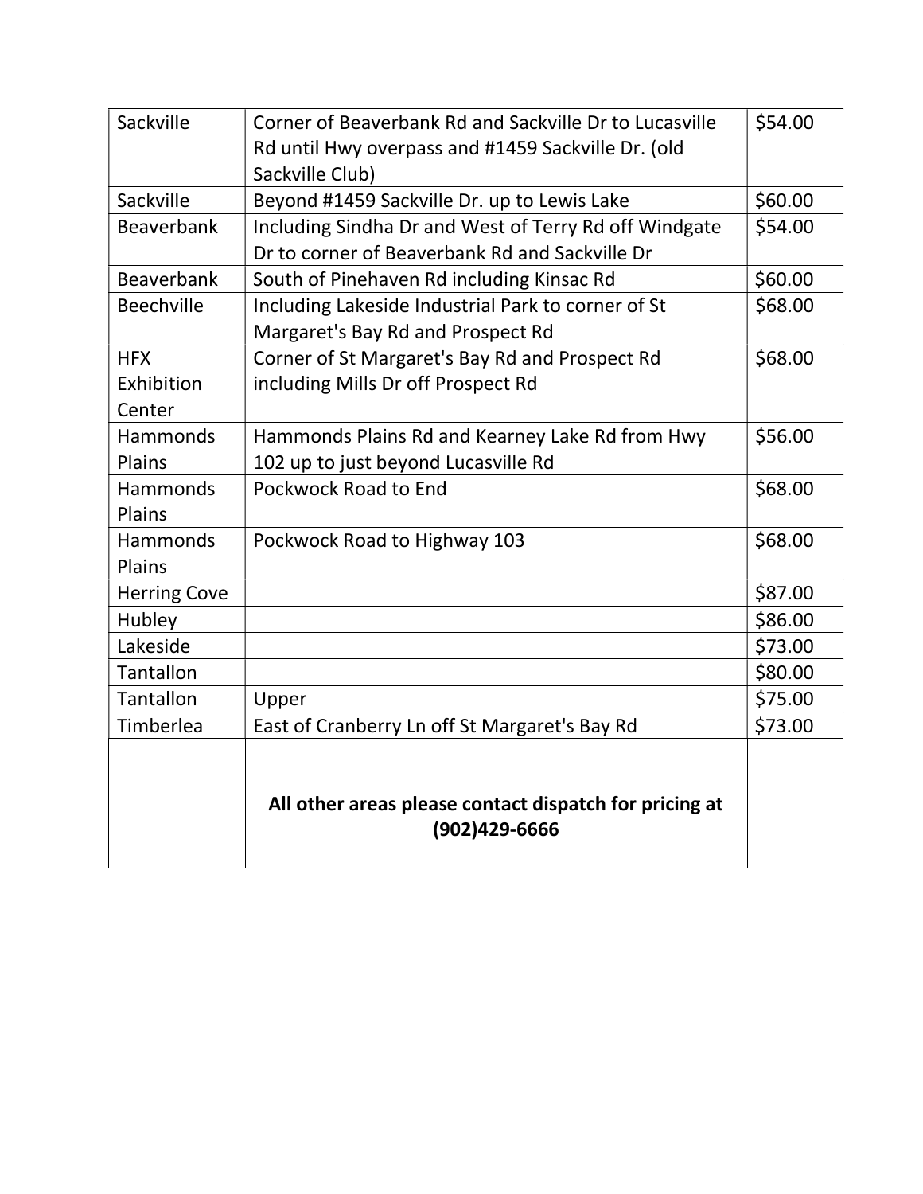| | | |
|---|---|---|
| Sackville | Corner of Beaverbank Rd and Sackville Dr to Lucasville Rd until Hwy overpass and #1459 Sackville Dr. (old Sackville Club) | $54.00 |
| Sackville | Beyond #1459 Sackville Dr. up to Lewis Lake | $60.00 |
| Beaverbank | Including Sindha Dr and West of Terry Rd off Windgate Dr to corner of Beaverbank Rd and Sackville Dr | $54.00 |
| Beaverbank | South of Pinehaven Rd including Kinsac Rd | $60.00 |
| Beechville | Including Lakeside Industrial Park to corner of St Margaret's Bay Rd and Prospect Rd | $68.00 |
| HFX Exhibition Center | Corner of St Margaret's Bay Rd and Prospect Rd including Mills Dr off Prospect Rd | $68.00 |
| Hammonds Plains | Hammonds Plains Rd and Kearney Lake Rd from Hwy 102 up to just beyond Lucasville Rd | $56.00 |
| Hammonds Plains | Pockwock Road to End | $68.00 |
| Hammonds Plains | Pockwock Road to Highway 103 | $68.00 |
| Herring Cove | | $87.00 |
| Hubley | | $86.00 |
| Lakeside | | $73.00 |
| Tantallon | | $80.00 |
| Tantallon | Upper | $75.00 |
| Timberlea | East of Cranberry Ln off St Margaret's Bay Rd | $73.00 |
| | **All other areas please contact dispatch for pricing at (902)429-6666** | |